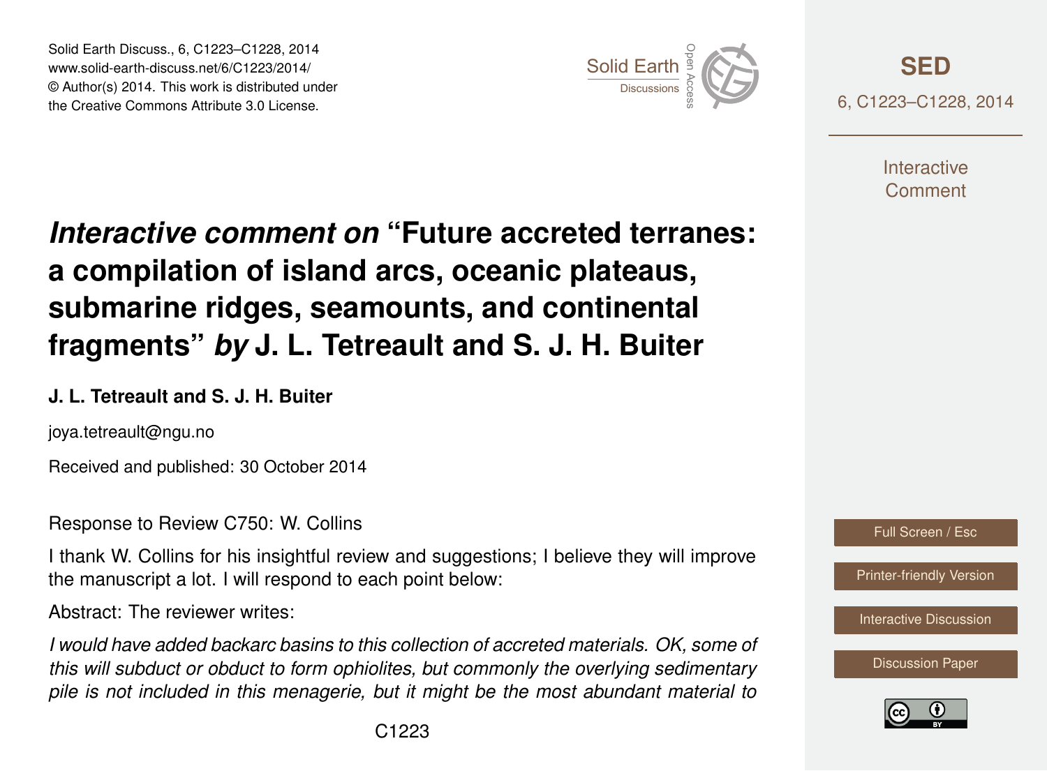# *Interactive comment on* "Future accreted terranes: a compilation of island arcs, oceanic plateaus, submarine ridges, seamounts, and continental fragments" *by* J. L. Tetreault and S. J. H. Buiter

**J. L. Tetreault and S. J. H. Buiter**

joya.tetreault@ngu.no

Received and published: 30 October 2014

Response to Review C750: W. Collins

I thank W. Collins for his insightful review and suggestions; I believe they will improve the manuscript a lot. I will respond to each point below:

Abstract: The reviewer writes:

*I would have added backarc basins to this collection of accreted materials. OK, some of this will subduct or obduct to form ophiolites, but commonly the overlying sedimentary pile is not included in this menagerie, but it might be the most abundant material to*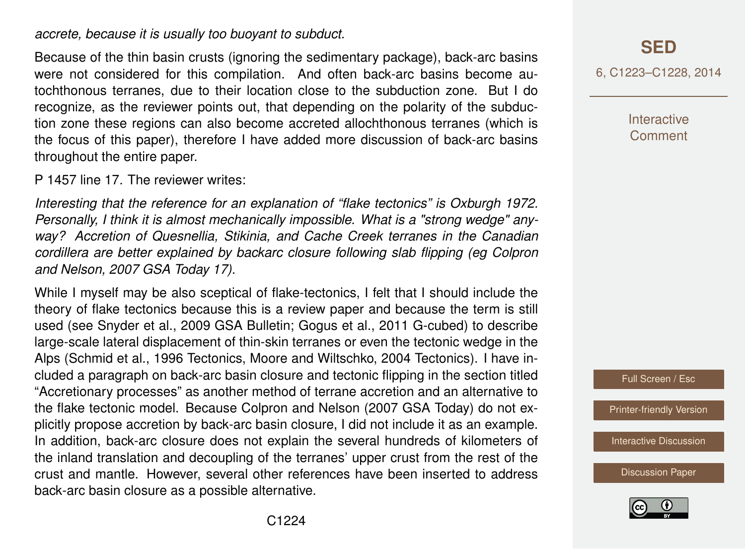*accrete, because it is usually too buoyant to subduct.*

Because of the thin basin crusts (ignoring the sedimentary package), back-arc basins were not considered for this compilation. And often back-arc basins become autochthonous terranes, due to their location close to the subduction zone. But I do recognize, as the reviewer points out, that depending on the polarity of the subduction zone these regions can also become accreted allochthonous terranes (which is the focus of this paper), therefore I have added more discussion of back-arc basins throughout the entire paper.

P 1457 line 17. The reviewer writes:

*Interesting that the reference for an explanation of "flake tectonics" is Oxburgh 1972. Personally, I think it is almost mechanically impossible. What is a "strong wedge" anyway? Accretion of Quesnellia, Stikinia, and Cache Creek terranes in the Canadian cordillera are better explained by backarc closure following slab flipping (eg Colpron and Nelson, 2007 GSA Today 17).*

While I myself may be also sceptical of flake-tectonics, I felt that I should include the theory of flake tectonics because this is a review paper and because the term is still used (see Snyder et al., 2009 GSA Bulletin; Gogus et al., 2011 G-cubed) to describe large-scale lateral displacement of thin-skin terranes or even the tectonic wedge in the Alps (Schmid et al., 1996 Tectonics, Moore and Wiltschko, 2004 Tectonics). I have included a paragraph on back-arc basin closure and tectonic flipping in the section titled "Accretionary processes" as another method of terrane accretion and an alternative to the flake tectonic model. Because Colpron and Nelson (2007 GSA Today) do not explicitly propose accretion by back-arc basin closure, I did not include it as an example. In addition, back-arc closure does not explain the several hundreds of kilometers of the inland translation and decoupling of the terranes' upper crust from the rest of the crust and mantle. However, several other references have been inserted to address back-arc basin closure as a possible alternative.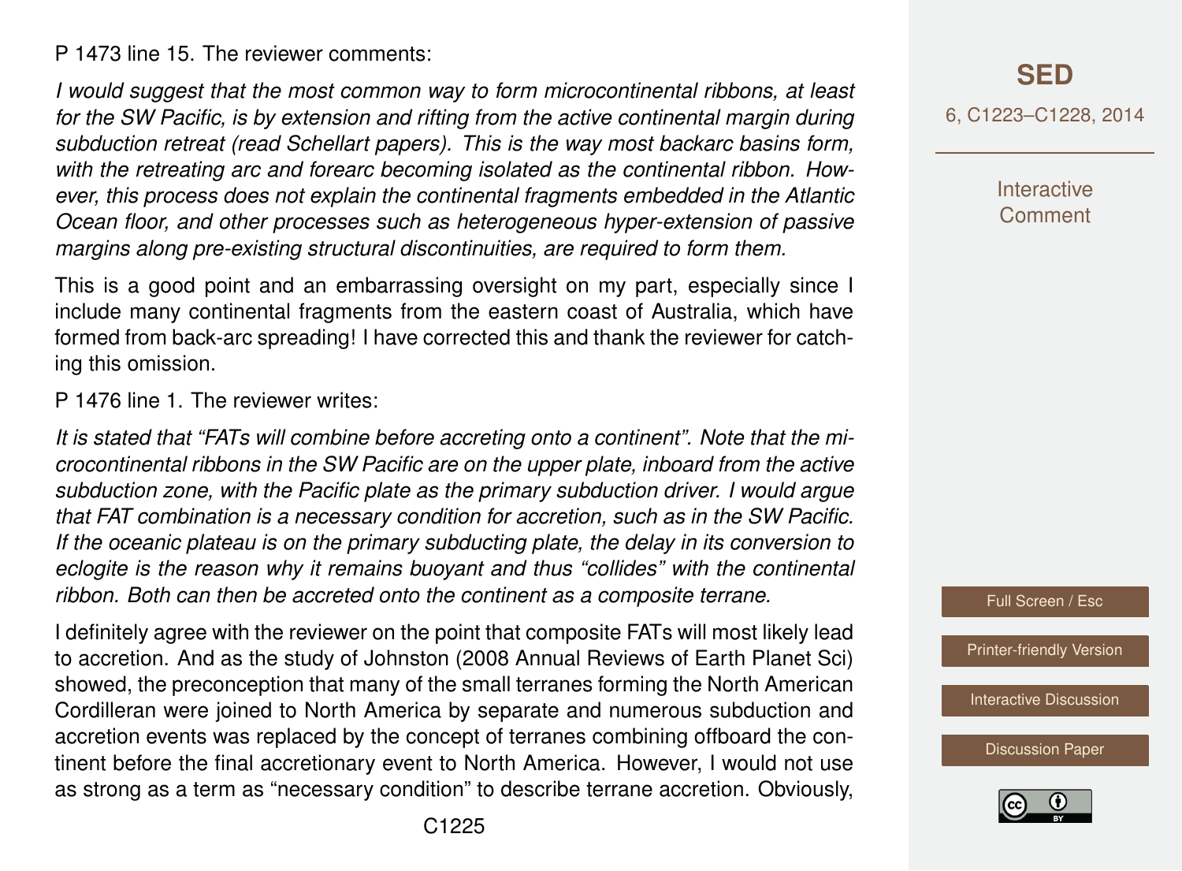P 1473 line 15. The reviewer comments:

*I would suggest that the most common way to form microcontinental ribbons, at least for the SW Pacific, is by extension and rifting from the active continental margin during subduction retreat (read Schellart papers). This is the way most backarc basins form, with the retreating arc and forearc becoming isolated as the continental ribbon. However, this process does not explain the continental fragments embedded in the Atlantic Ocean floor, and other processes such as heterogeneous hyper-extension of passive margins along pre-existing structural discontinuities, are required to form them.*

This is a good point and an embarrassing oversight on my part, especially since I include many continental fragments from the eastern coast of Australia, which have formed from back-arc spreading! I have corrected this and thank the reviewer for catching this omission.

P 1476 line 1. The reviewer writes:

*It is stated that "FATs will combine before accreting onto a continent". Note that the microcontinental ribbons in the SW Pacific are on the upper plate, inboard from the active subduction zone, with the Pacific plate as the primary subduction driver. I would argue that FAT combination is a necessary condition for accretion, such as in the SW Pacific. If the oceanic plateau is on the primary subducting plate, the delay in its conversion to eclogite is the reason why it remains buoyant and thus "collides" with the continental ribbon. Both can then be accreted onto the continent as a composite terrane.*

I definitely agree with the reviewer on the point that composite FATs will most likely lead to accretion. And as the study of Johnston (2008 Annual Reviews of Earth Planet Sci) showed, the preconception that many of the small terranes forming the North American Cordilleran were joined to North America by separate and numerous subduction and accretion events was replaced by the concept of terranes combining offboard the continent before the final accretionary event to North America. However, I would not use as strong as a term as "necessary condition" to describe terrane accretion. Obviously,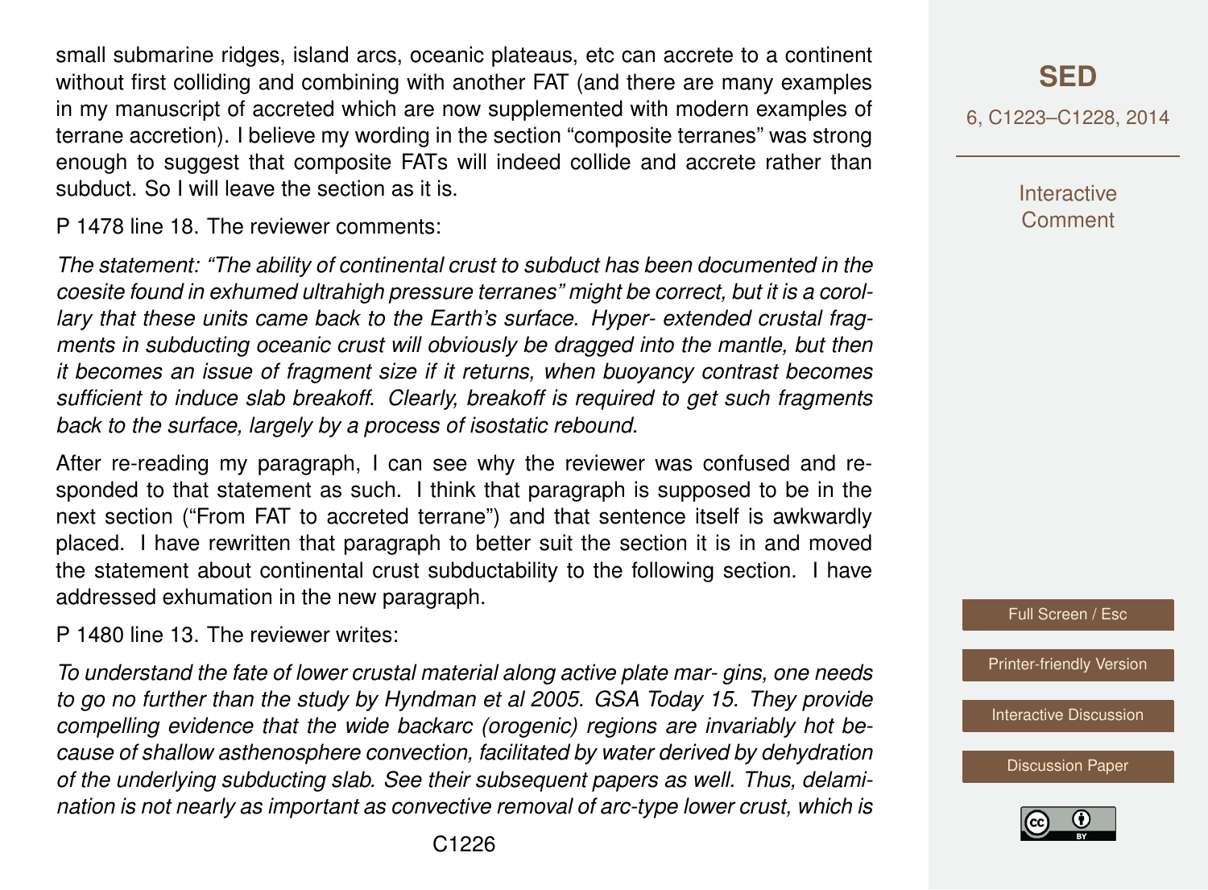small submarine ridges, island arcs, oceanic plateaus, etc can accrete to a continent without first colliding and combining with another FAT (and there are many examples in my manuscript of accreted which are now supplemented with modern examples of terrane accretion). I believe my wording in the section "composite terranes" was strong enough to suggest that composite FATs will indeed collide and accrete rather than subduct. So I will leave the section as it is.

P 1478 line 18. The reviewer comments:

*The statement: "The ability of continental crust to subduct has been documented in the coesite found in exhumed ultrahigh pressure terranes" might be correct, but it is a corollary that these units came back to the Earth's surface. Hyper- extended crustal fragments in subducting oceanic crust will obviously be dragged into the mantle, but then it becomes an issue of fragment size if it returns, when buoyancy contrast becomes sufficient to induce slab breakoff. Clearly, breakoff is required to get such fragments back to the surface, largely by a process of isostatic rebound.*

After re-reading my paragraph, I can see why the reviewer was confused and responded to that statement as such. I think that paragraph is supposed to be in the next section ("From FAT to accreted terrane") and that sentence itself is awkwardly placed. I have rewritten that paragraph to better suit the section it is in and moved the statement about continental crust subductability to the following section. I have addressed exhumation in the new paragraph.

P 1480 line 13. The reviewer writes:

*To understand the fate of lower crustal material along active plate mar- gins, one needs to go no further than the study by Hyndman et al 2005. GSA Today 15. They provide compelling evidence that the wide backarc (orogenic) regions are invariably hot because of shallow asthenosphere convection, facilitated by water derived by dehydration of the underlying subducting slab. See their subsequent papers as well. Thus, delamination is not nearly as important as convective removal of arc-type lower crust, which is*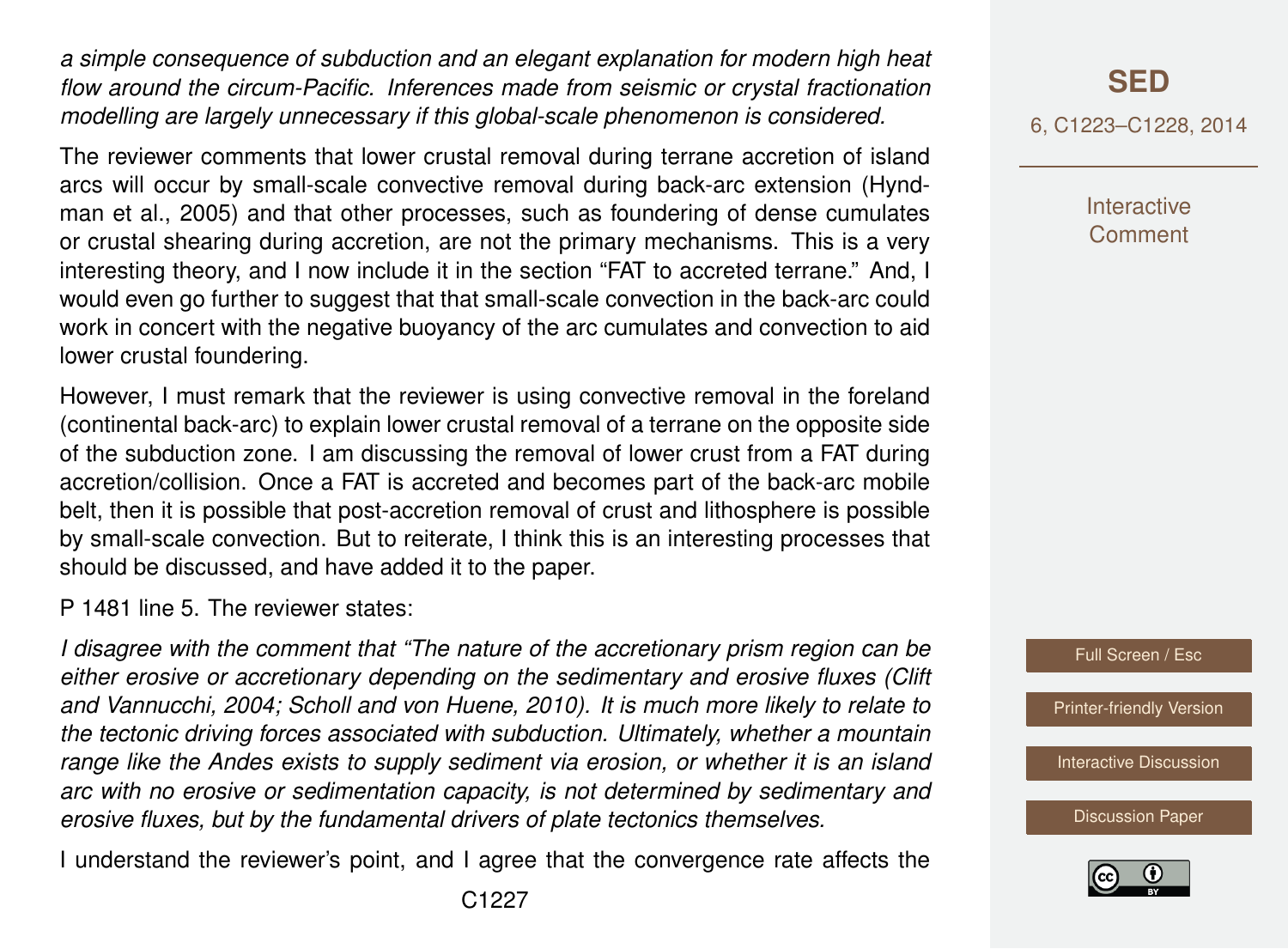*a simple consequence of subduction and an elegant explanation for modern high heat flow around the circum-Pacific. Inferences made from seismic or crystal fractionation modelling are largely unnecessary if this global-scale phenomenon is considered.*

The reviewer comments that lower crustal removal during terrane accretion of island arcs will occur by small-scale convective removal during back-arc extension (Hyndman et al., 2005) and that other processes, such as foundering of dense cumulates or crustal shearing during accretion, are not the primary mechanisms. This is a very interesting theory, and I now include it in the section "FAT to accreted terrane." And, I would even go further to suggest that that small-scale convection in the back-arc could work in concert with the negative buoyancy of the arc cumulates and convection to aid lower crustal foundering.

However, I must remark that the reviewer is using convective removal in the foreland (continental back-arc) to explain lower crustal removal of a terrane on the opposite side of the subduction zone. I am discussing the removal of lower crust from a FAT during accretion/collision. Once a FAT is accreted and becomes part of the back-arc mobile belt, then it is possible that post-accretion removal of crust and lithosphere is possible by small-scale convection. But to reiterate, I think this is an interesting processes that should be discussed, and have added it to the paper.

P 1481 line 5. The reviewer states:

*I disagree with the comment that "The nature of the accretionary prism region can be either erosive or accretionary depending on the sedimentary and erosive fluxes (Clift and Vannucchi, 2004; Scholl and von Huene, 2010). It is much more likely to relate to the tectonic driving forces associated with subduction. Ultimately, whether a mountain range like the Andes exists to supply sediment via erosion, or whether it is an island arc with no erosive or sedimentation capacity, is not determined by sedimentary and erosive fluxes, but by the fundamental drivers of plate tectonics themselves.*

I understand the reviewer's point, and I agree that the convergence rate affects the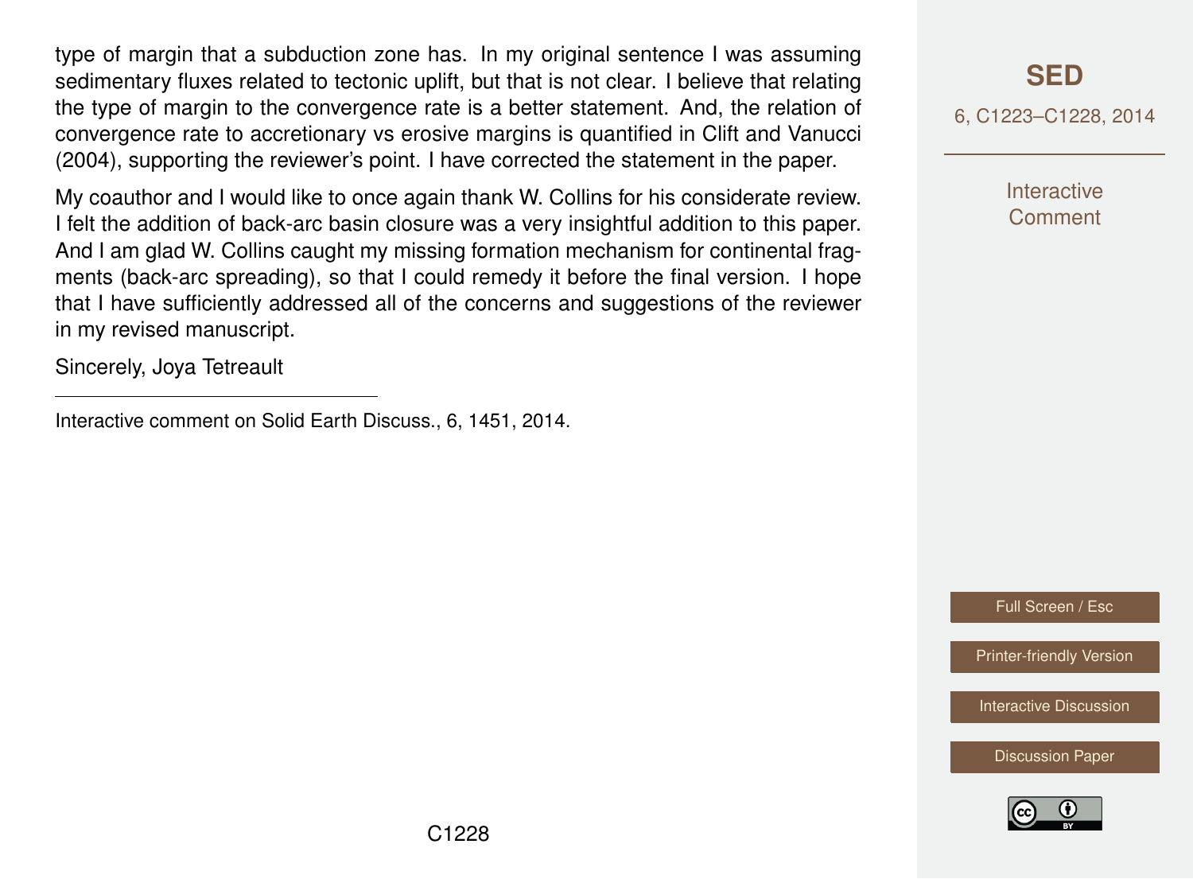type of margin that a subduction zone has. In my original sentence I was assuming sedimentary fluxes related to tectonic uplift, but that is not clear. I believe that relating the type of margin to the convergence rate is a better statement. And, the relation of convergence rate to accretionary vs erosive margins is quantified in Clift and Vanucci (2004), supporting the reviewer's point. I have corrected the statement in the paper.

My coauthor and I would like to once again thank W. Collins for his considerate review. I felt the addition of back-arc basin closure was a very insightful addition to this paper. And I am glad W. Collins caught my missing formation mechanism for continental fragments (back-arc spreading), so that I could remedy it before the final version. I hope that I have sufficiently addressed all of the concerns and suggestions of the reviewer in my revised manuscript.

Sincerely, Joya Tetreault

---

Interactive comment on Solid Earth Discuss., 6, 1451, 2014.